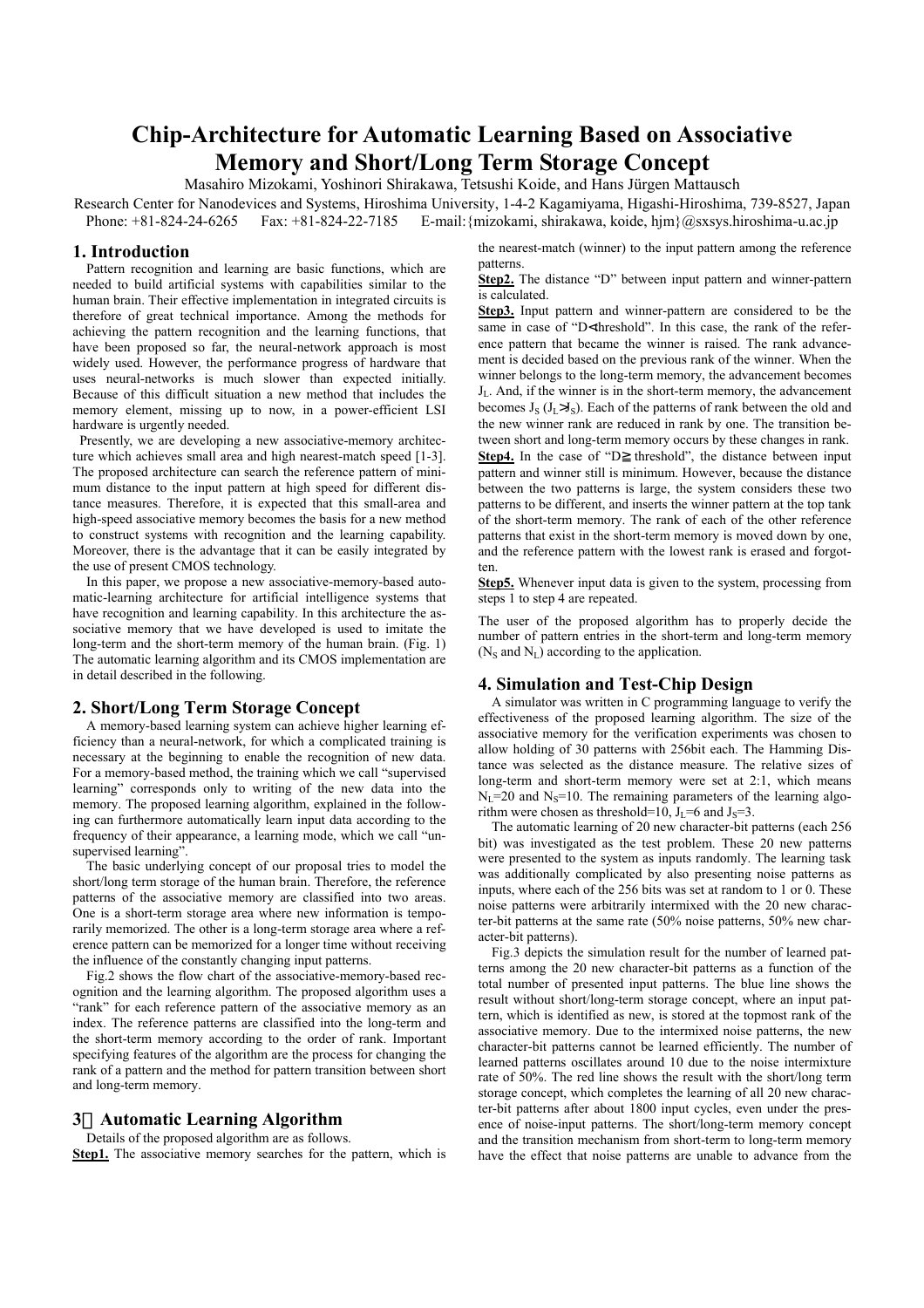# Chip-Architecture for Automatic Learning Based on Associative Memory and Short/Long Term Storage Concept

Masahiro Mizokami, Yoshinori Shirakawa, Tetsushi Koide, and Hans Jürgen Mattausch

Research Center for Nanodevices and Systems, Hiroshima University, 1-4-2 Kagamiyama, Higashi-Hiroshima, 739-8527, Japan
Phone: +81-824-24-6265 Fax: +81-824-22-7185 E-mail:{mizokami, shirakawa, koide, hjm}@sxsys.hiroshima-u.ac.jp

## 1. Introduction

Pattern recognition and learning are basic functions, which are needed to build artificial systems with capabilities similar to the human brain. Their effective implementation in integrated circuits is therefore of great technical importance. Among the methods for achieving the pattern recognition and the learning functions, that have been proposed so far, the neural-network approach is most widely used. However, the performance progress of hardware that uses neural-networks is much slower than expected initially. Because of this difficult situation a new method that includes the memory element, missing up to now, in a power-efficient LSI hardware is urgently needed.

Presently, we are developing a new associative-memory architecture which achieves small area and high nearest-match speed [1-3]. The proposed architecture can search the reference pattern of minimum distance to the input pattern at high speed for different distance measures. Therefore, it is expected that this small-area and high-speed associative memory becomes the basis for a new method to construct systems with recognition and the learning capability. Moreover, there is the advantage that it can be easily integrated by the use of present CMOS technology.

In this paper, we propose a new associative-memory-based automatic-learning architecture for artificial intelligence systems that have recognition and learning capability. In this architecture the associative memory that we have developed is used to imitate the long-term and the short-term memory of the human brain. (Fig. 1) The automatic learning algorithm and its CMOS implementation are in detail described in the following.

## 2. Short/Long Term Storage Concept

A memory-based learning system can achieve higher learning efficiency than a neural-network, for which a complicated training is necessary at the beginning to enable the recognition of new data. For a memory-based method, the training which we call "supervised learning" corresponds only to writing of the new data into the memory. The proposed learning algorithm, explained in the following can furthermore automatically learn input data according to the frequency of their appearance, a learning mode, which we call "unsupervised learning".

The basic underlying concept of our proposal tries to model the short/long term storage of the human brain. Therefore, the reference patterns of the associative memory are classified into two areas. One is a short-term storage area where new information is temporarily memorized. The other is a long-term storage area where a reference pattern can be memorized for a longer time without receiving the influence of the constantly changing input patterns.

Fig.2 shows the flow chart of the associative-memory-based recognition and the learning algorithm. The proposed algorithm uses a "rank" for each reference pattern of the associative memory as an index. The reference patterns are classified into the long-term and the short-term memory according to the order of rank. Important specifying features of the algorithm are the process for changing the rank of a pattern and the method for pattern transition between short and long-term memory.

## 3．Automatic Learning Algorithm

Details of the proposed algorithm are as follows.

**Step1.** The associative memory searches for the pattern, which is the nearest-match (winner) to the input pattern among the reference patterns.

**Step2.** The distance "D" between input pattern and winner-pattern is calculated.

**Step3.** Input pattern and winner-pattern are considered to be the same in case of "D<threshold". In this case, the rank of the reference pattern that became the winner is raised. The rank advancement is decided based on the previous rank of the winner. When the winner belongs to the long-term memory, the advancement becomes $J_L$. And, if the winner is in the short-term memory, the advancement becomes $J_S$ ($J_L > J_S$). Each of the patterns of rank between the old and the new winner rank are reduced in rank by one. The transition between short and long-term memory occurs by these changes in rank.

**Step4.** In the case of "D≧threshold", the distance between input pattern and winner still is minimum. However, because the distance between the two patterns is large, the system considers these two patterns to be different, and inserts the winner pattern at the top tank of the short-term memory. The rank of each of the other reference patterns that exist in the short-term memory is moved down by one, and the reference pattern with the lowest rank is erased and forgotten.

**Step5.** Whenever input data is given to the system, processing from steps 1 to step 4 are repeated.

The user of the proposed algorithm has to properly decide the number of pattern entries in the short-term and long-term memory ($N_S$ and $N_L$) according to the application.

## 4. Simulation and Test-Chip Design

A simulator was written in C programming language to verify the effectiveness of the proposed learning algorithm. The size of the associative memory for the verification experiments was chosen to allow holding of 30 patterns with 256bit each. The Hamming Distance was selected as the distance measure. The relative sizes of long-term and short-term memory were set at 2:1, which means $N_L$=20 and $N_S$=10. The remaining parameters of the learning algorithm were chosen as threshold=10, $J_L$=6 and $J_S$=3.

The automatic learning of 20 new character-bit patterns (each 256 bit) was investigated as the test problem. These 20 new patterns were presented to the system as inputs randomly. The learning task was additionally complicated by also presenting noise patterns as inputs, where each of the 256 bits was set at random to 1 or 0. These noise patterns were arbitrarily intermixed with the 20 new character-bit patterns at the same rate (50% noise patterns, 50% new character-bit patterns).

Fig.3 depicts the simulation result for the number of learned patterns among the 20 new character-bit patterns as a function of the total number of presented input patterns. The blue line shows the result without short/long-term storage concept, where an input pattern, which is identified as new, is stored at the topmost rank of the associative memory. Due to the intermixed noise patterns, the new character-bit patterns cannot be learned efficiently. The number of learned patterns oscillates around 10 due to the noise intermixture rate of 50%. The red line shows the result with the short/long term storage concept, which completes the learning of all 20 new character-bit patterns after about 1800 input cycles, even under the presence of noise-input patterns. The short/long-term memory concept and the transition mechanism from short-term to long-term memory have the effect that noise patterns are unable to advance from the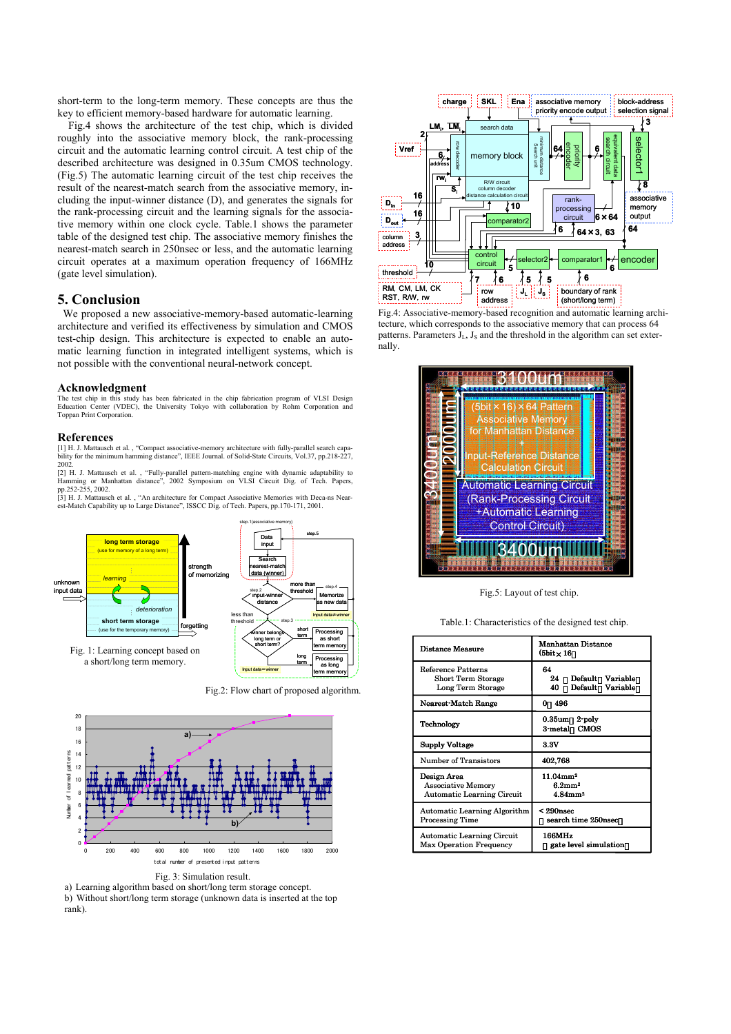short-term to the long-term memory. These concepts are thus the key to efficient memory-based hardware for automatic learning.

Fig.4 shows the architecture of the test chip, which is divided roughly into the associative memory block, the rank-processing circuit and the automatic learning control circuit. A test chip of the described architecture was designed in 0.35um CMOS technology. (Fig.5) The automatic learning circuit of the test chip receives the result of the nearest-match search from the associative memory, including the input-winner distance (D), and generates the signals for the rank-processing circuit and the learning signals for the associative memory within one clock cycle. Table.1 shows the parameter table of the designed test chip. The associative memory finishes the nearest-match search in 250nsec or less, and the automatic learning circuit operates at a maximum operation frequency of 166MHz (gate level simulation).

## 5. Conclusion

We proposed a new associative-memory-based automatic-learning architecture and verified its effectiveness by simulation and CMOS test-chip design. This architecture is expected to enable an automatic learning function in integrated intelligent systems, which is not possible with the conventional neural-network concept.

## Acknowledgment

The test chip in this study has been fabricated in the chip fabrication program of VLSI Design Education Center (VDEC), the University Tokyo with collaboration by Rohm Corporation and Toppan Print Corporation.

## References

[1] H. J. Mattausch et al. , "Compact associative-memory architecture with fully-parallel search capability for the minimum hamming distance", IEEE Journal. of Solid-State Circuits, Vol.37, pp.218-227, 2002.

[2] H. J. Mattausch et al. , "Fully-parallel pattern-matching engine with dynamic adaptability to Hamming or Manhattan distance", 2002 Symposium on VLSI Circuit Dig. of Tech. Papers, pp.252-255, 2002.

[3] H. J. Mattausch et al. , "An architecture for Compact Associative Memories with Deca-ns Nearest-Match Capability up to Large Distance", ISSCC Dig. of Tech. Papers, pp.170-171, 2001.

long term storage
(use for memory of a long term)
learning
deterioration
short term storage
(use for the temporary memory)
unknown input data
strength of memorizing
forgetting

Fig. 1: Learning concept based on a short/long term memory.

step.1(associative memory)
Data input
Search nearest-match data (winner)
step.5
step.2 input-winner distance
more than threshold
step.4 Memorize as new data
input data≠winner
less than threshold
step.3
winner belongs long term or short term?
short term
Processing as short term memory
long term
Processing as long term memory
input data=winner

Fig.2: Flow chart of proposed algorithm.

20
18
16
14
12
10
8
6
4
2
0
Number of learned patterns
0 200 400 600 800 1000 1200 1400 1600 1800 2000
total number of presented input patterns
a)
b)

Fig. 3: Simulation result.

a) Learning algorithm based on short/long term storage concept.

b) Without short/long term storage (unknown data is inserted at the top rank).

charge SKL Ena associative memory priority encode output block-address selection signal
$LM_i$, $\overline{LM_i}$ search data
Vref row decoder memory block minimum distance search unit priority encoder equivalent data search circuit selector1
address $rw_i$ $S_i$
R/W circuit column decoder distance calculation circuit
$D_{in}$ $D_{out}$ comparator2 rank-processing circuit associative memory output
column address threshold control circuit selector2 comparator1 encoder
RM, CM, LM, CK RST, R/W, rw row address $J_L$ $J_S$ boundary of rank (short/long term)
2 6 16 16 3 10 10 64 6 3 8 6×64 6 64×3, 63 64 5 6 7 6 5 5 6

Fig.4: Associative-memory-based recognition and automatic learning architecture, which corresponds to the associative memory that can process 64 patterns. Parameters $J_L$, $J_S$ and the threshold in the algorithm can set externally.

3100um
2000um
3400um
(5bit×16)×64 Pattern Associative Memory for Manhattan Distance + Input-Reference Distance Calculation Circuit
Automatic Learning Circuit (Rank-Processing Circuit +Automatic Learning Control Circuit)
3400um

Fig.5: Layout of test chip.

Table.1: Characteristics of the designed test chip.

| | |
|---|---|
| Distance Measure | Manhattan Distance (5bit×16) |
| Reference Patterns<br>Short Term Storage<br>Long Term Storage | 64<br>24 (Default, Variable)<br>40 (Default, Variable) |
| Nearest-Match Range | 0～496 |
| Technology | 0.35um, 2-poly 3-metal, CMOS |
| Supply Voltage | 3.3V |
| Number of Transistors | 402,768 |
| Design Area<br>Associative Memory<br>Automatic Learning Circuit | 11.04mm²<br>6.2mm²<br>4.84mm² |
| Automatic Learning Algorithm Processing Time | < 290nsec (search time 250nsec) |
| Automatic Learning Circuit Max Operation Frequency | 166MHz (gate level simulation) |